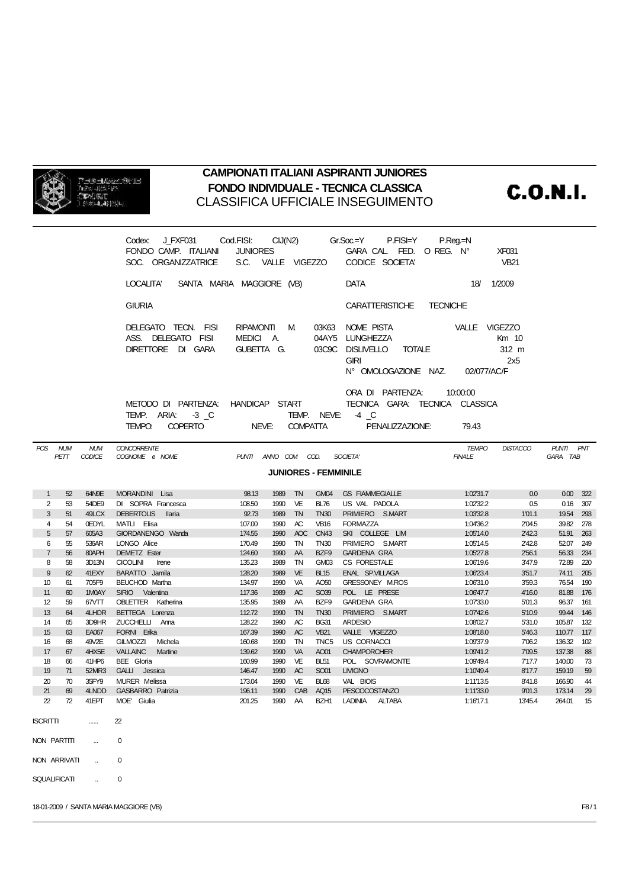# CAMPIONATI ITALIANI ASPIRANTI JUNIORES

## FONDO INDIVIDUALE - TECNICA CLASSICA

CLASSIFICA UFFICIALE INSEGUIMENTO

**C.O.N.I.**

Codex: J_FXF031 Cod.FISI: CIJ(N2) Gr.Soc.=Y P.FISI=Y P.Reg.=N
FONDO CAMP. ITALIANI JUNIORES GARA CAL. FED. O REG. N° XF031
SOC. ORGANIZZATRICE S.C. VALLE VIGEZZO CODICE SOCIETA' VB21

LOCALITA' SANTA MARIA MAGGIORE (VB) DATA 18/ 1/2009

GIURIA CARATTERISTICHE TECNICHE

DELEGATO TECN. FISI RIPAMONTI M. 03K63 NOME PISTA VALLE VIGEZZO
ASS. DELEGATO FISI MEDICI A. 04AY5 LUNGHEZZA Km 10
DIRETTORE DI GARA GUBETTA G. 03C9C DISLIVELLO TOTALE 312 m
GIRI 2x5
N° OMOLOGAZIONE NAZ. 02/077/AC/F

ORA DI PARTENZA: 10:00:00
METODO DI PARTENZA: HANDICAP START TECNICA GARA: TECNICA CLASSICA
TEMP. ARIA: -3 _C TEMP. NEVE: -4 _C
TEMPO: COPERTO NEVE: COMPATTA PENALIZZAZIONE: 79.43

### JUNIORES - FEMMINILE

| POS | NUM PETT | NUM CODICE | CONCORRENTE COGNOME e NOME | PUNTI | ANNO | COM | COD. | SOCIETA' | TEMPO FINALE | DISTACCO | PUNTI GARA | PNT TAB |
|---|---|---|---|---|---|---|---|---|---|---|---|---|
| 1 | 52 | 64N9E | MORANDINI Lisa | 98.13 | 1989 | TN | GM04 | GS FIAMMEGIALLE | 1:02'31.7 | 0.0 | 0.00 | 322 |
| 2 | 53 | 54DE9 | DI SOPRA Francesca | 108.50 | 1990 | VE | BL76 | US VAL PADOLA | 1:02'32.2 | 0.5 | 0.16 | 307 |
| 3 | 51 | 49LCX | DEBERTOLIS Ilaria | 92.73 | 1989 | TN | TN30 | PRIMIERO S.MART | 1:03'32.8 | 1'01.1 | 19.54 | 293 |
| 4 | 54 | 0EDYL | MATLI Elisa | 107.00 | 1990 | AC | VB16 | FORMAZZA | 1:04'36.2 | 2'04.5 | 39.82 | 278 |
| 5 | 57 | 605A3 | GIORDANENGO Wanda | 174.55 | 1990 | AOC | CN43 | SKI COLLEGE LIM | 1:05'14.0 | 2'42.3 | 51.91 | 263 |
| 6 | 55 | 536AR | LONGO Alice | 170.49 | 1990 | TN | TN30 | PRIMIERO S.MART | 1:05'14.5 | 2'42.8 | 52.07 | 249 |
| 7 | 56 | 80APH | DEMETZ Ester | 124.60 | 1990 | AA | BZF9 | GARDENA GRA | 1:05'27.8 | 2'56.1 | 56.33 | 234 |
| 8 | 58 | 3D13N | CICOLINI Irene | 135.23 | 1989 | TN | GM03 | CS FORESTALE | 1:06'19.6 | 3'47.9 | 72.89 | 220 |
| 9 | 62 | 41EXY | BARATTO Jamila | 128.20 | 1989 | VE | BL15 | ENAL SP.VILLAGA | 1:06'23.4 | 3'51.7 | 74.11 | 205 |
| 10 | 61 | 705F9 | BEUCHOD Martha | 134.97 | 1990 | VA | AO50 | GRESSONEY M.ROS | 1:06'31.0 | 3'59.3 | 76.54 | 190 |
| 11 | 60 | 1M0AY | SIRIO Valentina | 117.36 | 1989 | AC | SO39 | POL. LE PRESE | 1:06'47.7 | 4'16.0 | 81.88 | 176 |
| 12 | 59 | 67VTT | OBLETTER Katherina | 135.95 | 1989 | AA | BZF9 | GARDENA GRA | 1:07'33.0 | 5'01.3 | 96.37 | 161 |
| 13 | 64 | 4LHDR | BETTEGA Lorenza | 112.72 | 1990 | TN | TN30 | PRIMIERO S.MART | 1:07'42.6 | 5'10.9 | 99.44 | 146 |
| 14 | 65 | 3D9HR | ZUCCHELLI Anna | 128.22 | 1990 | AC | BG31 | ARDESIO | 1:08'02.7 | 5'31.0 | 105.87 | 132 |
| 15 | 63 | EA067 | FORNI Erika | 167.39 | 1990 | AC | VB21 | VALLE VIGEZZO | 1:08'18.0 | 5'46.3 | 110.77 | 117 |
| 16 | 68 | 49V2E | GILMOZZI Michela | 160.68 | 1990 | TN | TNC5 | US CORNACCI | 1:09'37.9 | 7'06.2 | 136.32 | 102 |
| 17 | 67 | 4HX5E | VALLAINC Martine | 139.62 | 1990 | VA | AO01 | CHAMPORCHER | 1:09'41.2 | 7'09.5 | 137.38 | 88 |
| 18 | 66 | 41HP6 | BEE Gloria | 160.99 | 1990 | VE | BL51 | POL. SOVRAMONTE | 1:09'49.4 | 7'17.7 | 140.00 | 73 |
| 19 | 71 | 52MR3 | GALLI Jessica | 146.47 | 1990 | AC | SO01 | LIVIGNO | 1:10'49.4 | 8'17.7 | 159.19 | 59 |
| 20 | 70 | 35FY9 | MURER Melissa | 173.04 | 1990 | VE | BL68 | VAL BIOIS | 1:11'13.5 | 8'41.8 | 166.90 | 44 |
| 21 | 69 | 4LNDD | GASBARRO Patrizia | 196.11 | 1990 | CAB | AQ15 | PESCOCOSTANZO | 1:11'33.0 | 9'01.3 | 173.14 | 29 |
| 22 | 72 | 41EPT | MOE' Giulia | 201.25 | 1990 | AA | BZH1 | LADINIA ALTABA | 1:16'17.1 | 13'45.4 | 264.01 | 15 |

ISCRITTI ...... 22

NON PARTITI ... 0

NON ARRIVATI .. 0

SQUALIFICATI .. 0

18-01-2009 / SANTA MARIA MAGGIORE (VB) F8 / 1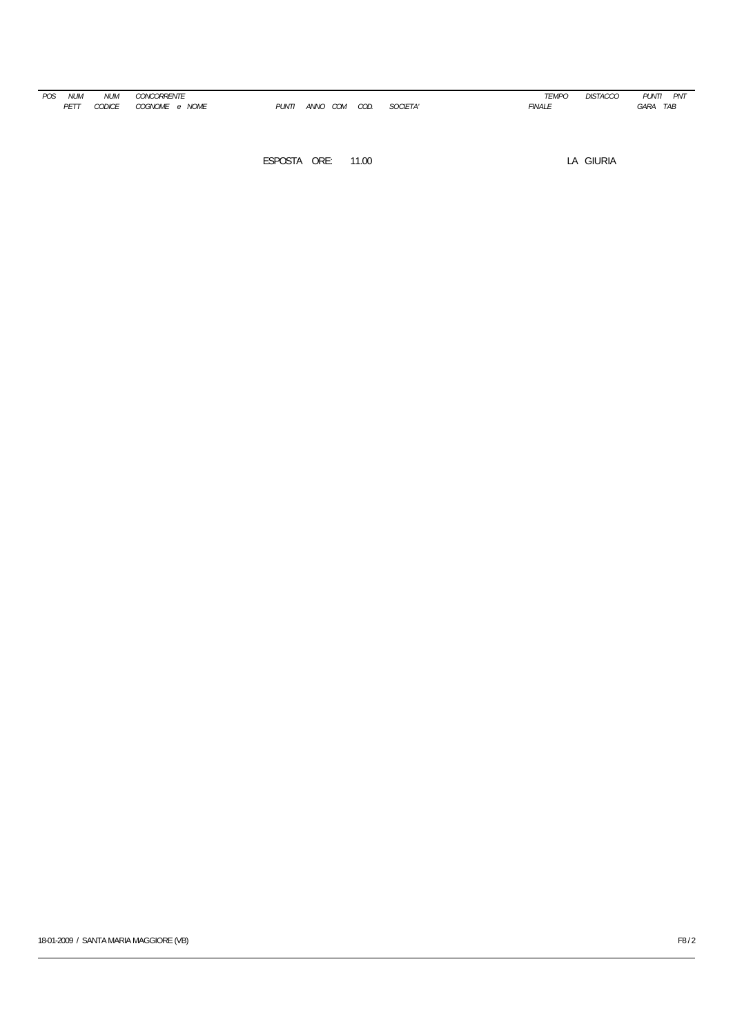| POS | NUM PETT | NUM CODICE | CONCORRENTE COGNOME e NOME | PUNTI | ANNO | COM | COD. | SOCIETA' | TEMPO FINALE | DISTACCO | PUNTI GARA | PNT TAB |
|---|---|---|---|---|---|---|---|---|---|---|---|---|

ESPOSTA ORE: 11.00

LA GIURIA